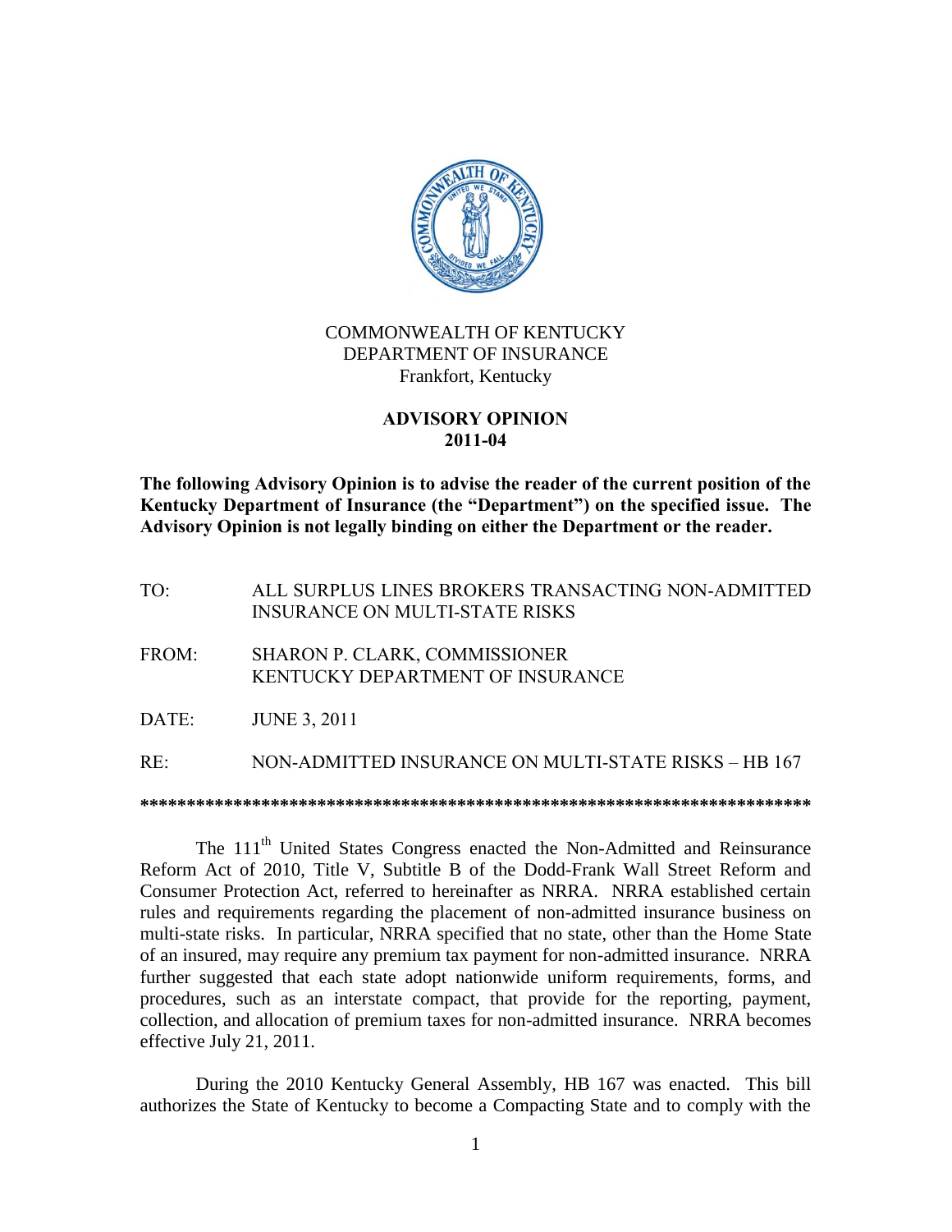COMMONWEALTH OF KENTUCKY
DEPARTMENT OF INSURANCE
Frankfort, Kentucky

# ADVISORY OPINION 2011-04

**The following Advisory Opinion is to advise the reader of the current position of the Kentucky Department of Insurance (the "Department") on the specified issue. The Advisory Opinion is not legally binding on either the Department or the reader.**

TO: ALL SURPLUS LINES BROKERS TRANSACTING NON-ADMITTED INSURANCE ON MULTI-STATE RISKS

FROM: SHARON P. CLARK, COMMISSIONER
KENTUCKY DEPARTMENT OF INSURANCE

DATE: JUNE 3, 2011

RE: NON-ADMITTED INSURANCE ON MULTI-STATE RISKS – HB 167

***************************************************************************

The 111th United States Congress enacted the Non-Admitted and Reinsurance Reform Act of 2010, Title V, Subtitle B of the Dodd-Frank Wall Street Reform and Consumer Protection Act, referred to hereinafter as NRRA. NRRA established certain rules and requirements regarding the placement of non-admitted insurance business on multi-state risks. In particular, NRRA specified that no state, other than the Home State of an insured, may require any premium tax payment for non-admitted insurance. NRRA further suggested that each state adopt nationwide uniform requirements, forms, and procedures, such as an interstate compact, that provide for the reporting, payment, collection, and allocation of premium taxes for non-admitted insurance. NRRA becomes effective July 21, 2011.

During the 2010 Kentucky General Assembly, HB 167 was enacted. This bill authorizes the State of Kentucky to become a Compacting State and to comply with the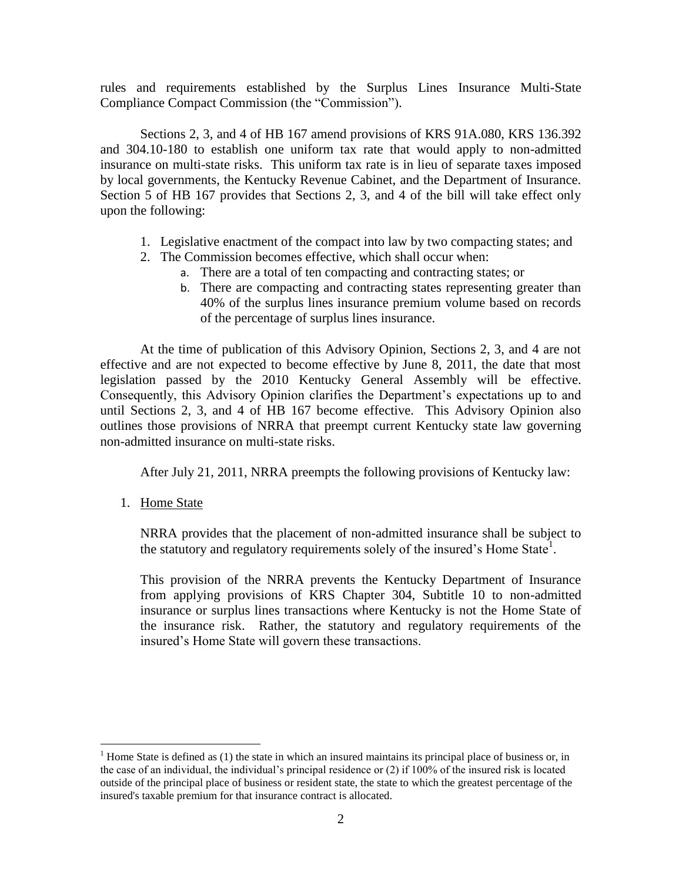rules and requirements established by the Surplus Lines Insurance Multi-State Compliance Compact Commission (the "Commission").

Sections 2, 3, and 4 of HB 167 amend provisions of KRS 91A.080, KRS 136.392 and 304.10-180 to establish one uniform tax rate that would apply to non-admitted insurance on multi-state risks. This uniform tax rate is in lieu of separate taxes imposed by local governments, the Kentucky Revenue Cabinet, and the Department of Insurance. Section 5 of HB 167 provides that Sections 2, 3, and 4 of the bill will take effect only upon the following:

1. Legislative enactment of the compact into law by two compacting states; and
2. The Commission becomes effective, which shall occur when:
   a. There are a total of ten compacting and contracting states; or
   b. There are compacting and contracting states representing greater than 40% of the surplus lines insurance premium volume based on records of the percentage of surplus lines insurance.

At the time of publication of this Advisory Opinion, Sections 2, 3, and 4 are not effective and are not expected to become effective by June 8, 2011, the date that most legislation passed by the 2010 Kentucky General Assembly will be effective. Consequently, this Advisory Opinion clarifies the Department's expectations up to and until Sections 2, 3, and 4 of HB 167 become effective. This Advisory Opinion also outlines those provisions of NRRA that preempt current Kentucky state law governing non-admitted insurance on multi-state risks.

After July 21, 2011, NRRA preempts the following provisions of Kentucky law:

1. <u>Home State</u>

   NRRA provides that the placement of non-admitted insurance shall be subject to the statutory and regulatory requirements solely of the insured's Home State[1].

   This provision of the NRRA prevents the Kentucky Department of Insurance from applying provisions of KRS Chapter 304, Subtitle 10 to non-admitted insurance or surplus lines transactions where Kentucky is not the Home State of the insurance risk. Rather, the statutory and regulatory requirements of the insured's Home State will govern these transactions.

[1] Home State is defined as (1) the state in which an insured maintains its principal place of business or, in the case of an individual, the individual's principal residence or (2) if 100% of the insured risk is located outside of the principal place of business or resident state, the state to which the greatest percentage of the insured's taxable premium for that insurance contract is allocated.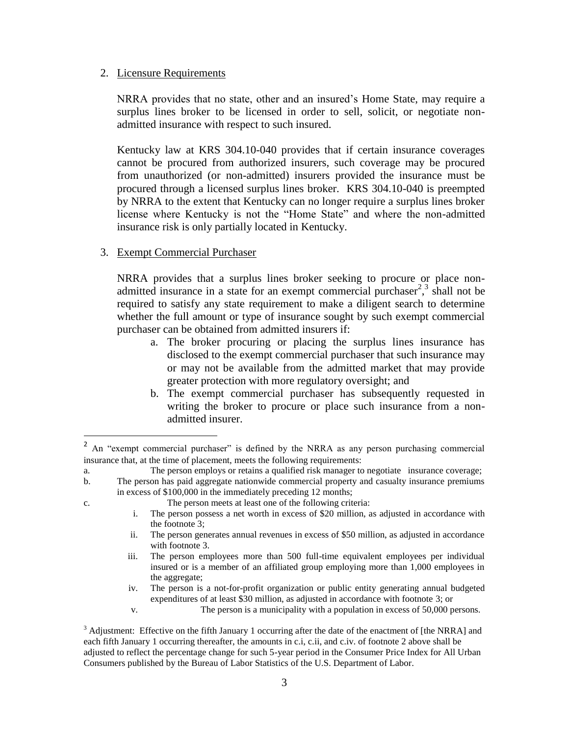2. Licensure Requirements

   NRRA provides that no state, other and an insured's Home State, may require a surplus lines broker to be licensed in order to sell, solicit, or negotiate non-admitted insurance with respect to such insured.

   Kentucky law at KRS 304.10-040 provides that if certain insurance coverages cannot be procured from authorized insurers, such coverage may be procured from unauthorized (or non-admitted) insurers provided the insurance must be procured through a licensed surplus lines broker. KRS 304.10-040 is preempted by NRRA to the extent that Kentucky can no longer require a surplus lines broker license where Kentucky is not the "Home State" and where the non-admitted insurance risk is only partially located in Kentucky.

3. Exempt Commercial Purchaser

   NRRA provides that a surplus lines broker seeking to procure or place non-admitted insurance in a state for an exempt commercial purchaser[2],[3] shall not be required to satisfy any state requirement to make a diligent search to determine whether the full amount or type of insurance sought by such exempt commercial purchaser can be obtained from admitted insurers if:

   a. The broker procuring or placing the surplus lines insurance has disclosed to the exempt commercial purchaser that such insurance may or may not be available from the admitted market that may provide greater protection with more regulatory oversight; and
   b. The exempt commercial purchaser has subsequently requested in writing the broker to procure or place such insurance from a non-admitted insurer.

---

[2] An "exempt commercial purchaser" is defined by the NRRA as any person purchasing commercial insurance that, at the time of placement, meets the following requirements:

a. The person employs or retains a qualified risk manager to negotiate insurance coverage;
b. The person has paid aggregate nationwide commercial property and casualty insurance premiums in excess of $100,000 in the immediately preceding 12 months;
c. The person meets at least one of the following criteria:
   i. The person possess a net worth in excess of $20 million, as adjusted in accordance with the footnote 3;
   ii. The person generates annual revenues in excess of $50 million, as adjusted in accordance with footnote 3.
   iii. The person employees more than 500 full-time equivalent employees per individual insured or is a member of an affiliated group employing more than 1,000 employees in the aggregate;
   iv. The person is a not-for-profit organization or public entity generating annual budgeted expenditures of at least $30 million, as adjusted in accordance with footnote 3; or
   v. The person is a municipality with a population in excess of 50,000 persons.

[3] Adjustment: Effective on the fifth January 1 occurring after the date of the enactment of [the NRRA] and each fifth January 1 occurring thereafter, the amounts in c.i, c.ii, and c.iv. of footnote 2 above shall be adjusted to reflect the percentage change for such 5-year period in the Consumer Price Index for All Urban Consumers published by the Bureau of Labor Statistics of the U.S. Department of Labor.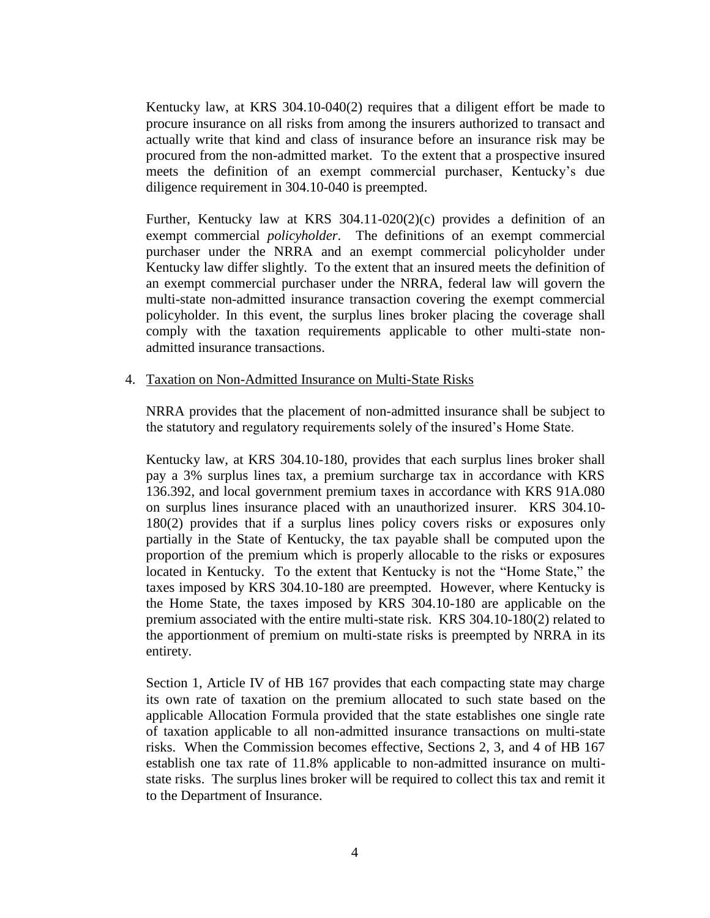Kentucky law, at KRS 304.10-040(2) requires that a diligent effort be made to procure insurance on all risks from among the insurers authorized to transact and actually write that kind and class of insurance before an insurance risk may be procured from the non-admitted market. To the extent that a prospective insured meets the definition of an exempt commercial purchaser, Kentucky's due diligence requirement in 304.10-040 is preempted.

Further, Kentucky law at KRS 304.11-020(2)(c) provides a definition of an exempt commercial *policyholder*. The definitions of an exempt commercial purchaser under the NRRA and an exempt commercial policyholder under Kentucky law differ slightly. To the extent that an insured meets the definition of an exempt commercial purchaser under the NRRA, federal law will govern the multi-state non-admitted insurance transaction covering the exempt commercial policyholder. In this event, the surplus lines broker placing the coverage shall comply with the taxation requirements applicable to other multi-state non-admitted insurance transactions.

4. <u>Taxation on Non-Admitted Insurance on Multi-State Risks</u>

NRRA provides that the placement of non-admitted insurance shall be subject to the statutory and regulatory requirements solely of the insured's Home State.

Kentucky law, at KRS 304.10-180, provides that each surplus lines broker shall pay a 3% surplus lines tax, a premium surcharge tax in accordance with KRS 136.392, and local government premium taxes in accordance with KRS 91A.080 on surplus lines insurance placed with an unauthorized insurer. KRS 304.10-180(2) provides that if a surplus lines policy covers risks or exposures only partially in the State of Kentucky, the tax payable shall be computed upon the proportion of the premium which is properly allocable to the risks or exposures located in Kentucky. To the extent that Kentucky is not the "Home State," the taxes imposed by KRS 304.10-180 are preempted. However, where Kentucky is the Home State, the taxes imposed by KRS 304.10-180 are applicable on the premium associated with the entire multi-state risk. KRS 304.10-180(2) related to the apportionment of premium on multi-state risks is preempted by NRRA in its entirety.

Section 1, Article IV of HB 167 provides that each compacting state may charge its own rate of taxation on the premium allocated to such state based on the applicable Allocation Formula provided that the state establishes one single rate of taxation applicable to all non-admitted insurance transactions on multi-state risks. When the Commission becomes effective, Sections 2, 3, and 4 of HB 167 establish one tax rate of 11.8% applicable to non-admitted insurance on multi-state risks. The surplus lines broker will be required to collect this tax and remit it to the Department of Insurance.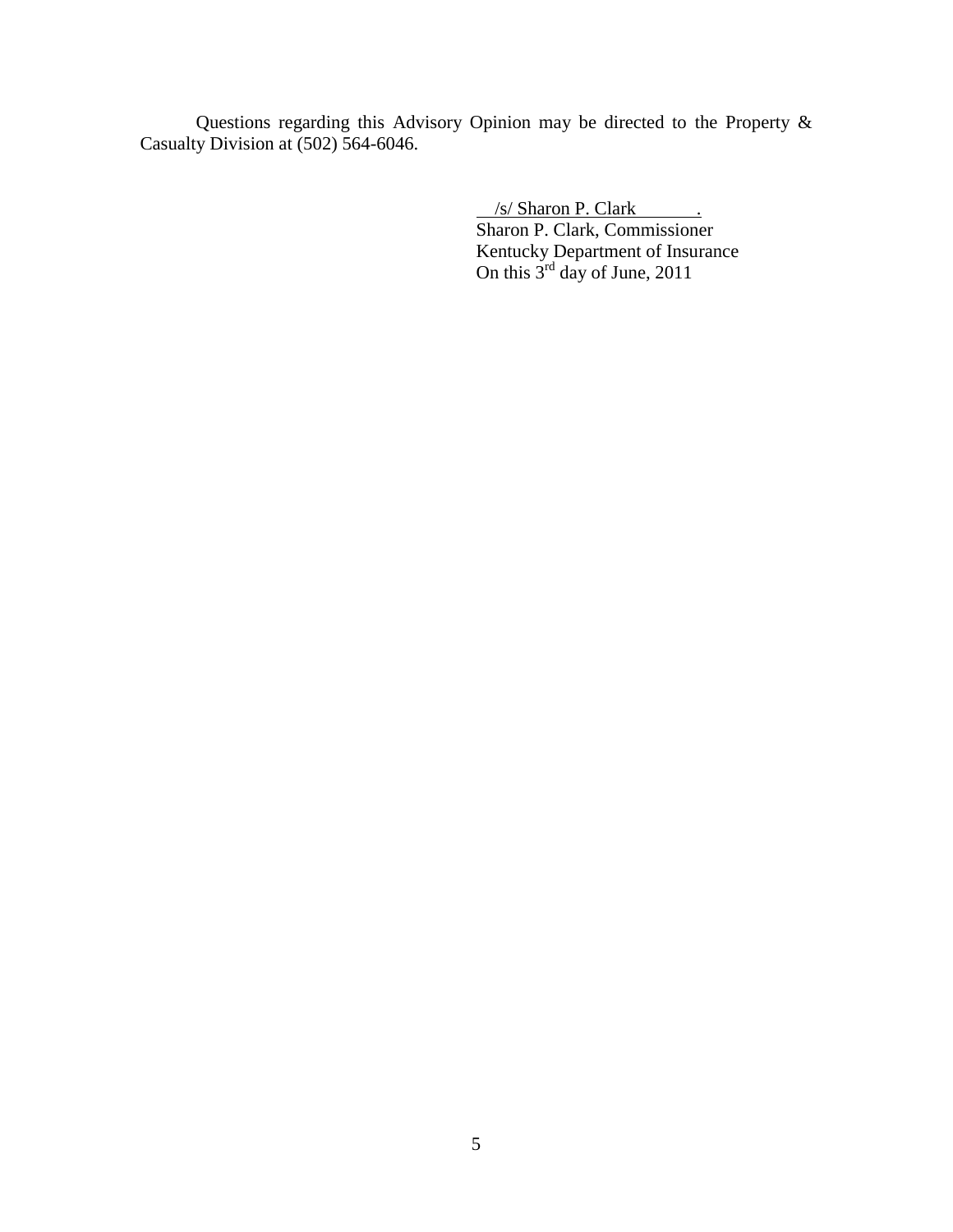Questions regarding this Advisory Opinion may be directed to the Property & Casualty Division at (502) 564-6046.

/s/ Sharon P. Clark .
Sharon P. Clark, Commissioner
Kentucky Department of Insurance
On this 3rd day of June, 2011